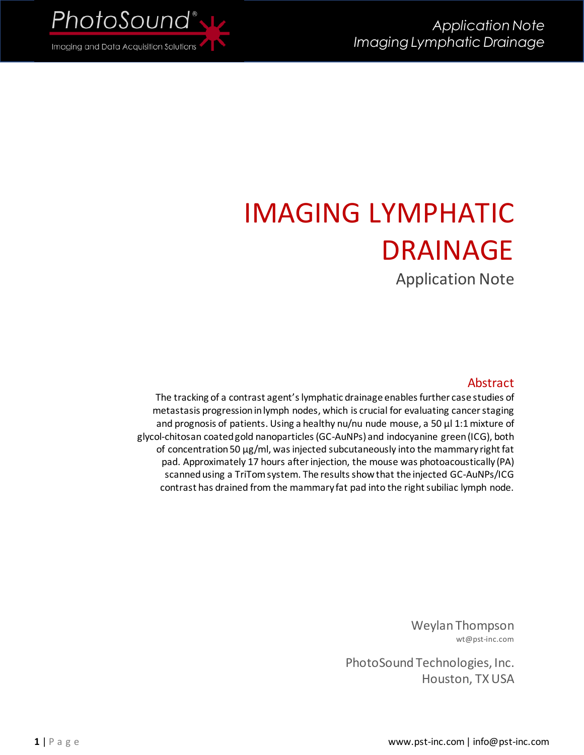# IMAGING LYMPHATIC DRAINAGE

Application Note

## Abstract

The tracking of a contrast agent's lymphatic drainage enables further case studies of metastasis progression in lymph nodes, which is crucial for evaluating cancer staging and prognosis of patients. Using a healthy nu/nu nude mouse, a 50 µl 1:1 mixture of glycol-chitosan coated gold nanoparticles (GC-AuNPs) and indocyanine green (ICG), both of concentration 50 µg/ml, was injected subcutaneously into the mammary right fat pad. Approximately 17 hours after injection, the mouse was photoacoustically (PA) scanned using a TriTom system. The results show that the injected GC-AuNPs/ICG contrast has drained from the mammary fat pad into the right subiliac lymph node.

Weylan Thompson
wt@pst-inc.com

PhotoSound Technologies, Inc.
Houston, TX USA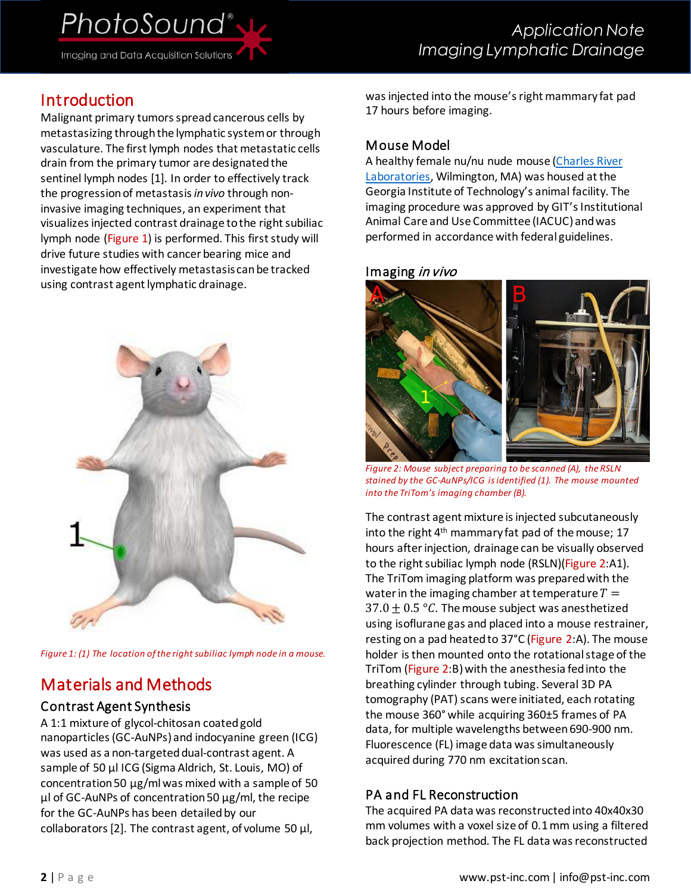## Introduction

Malignant primary tumors spread cancerous cells by metastasizing through the lymphatic system or through vasculature. The first lymph nodes that metastatic cells drain from the primary tumor are designated the sentinel lymph nodes [1]. In order to effectively track the progression of metastasis *in vivo* through non-invasive imaging techniques, an experiment that visualizes injected contrast drainage to the right subiliac lymph node (Figure 1) is performed. This first study will drive future studies with cancer bearing mice and investigate how effectively metastasis can be tracked using contrast agent lymphatic drainage.

*Figure 1: (1) The location of the right subiliac lymph node in a mouse.*

## Materials and Methods

### Contrast Agent Synthesis

A 1:1 mixture of glycol-chitosan coated gold nanoparticles (GC-AuNPs) and indocyanine green (ICG) was used as a non-targeted dual-contrast agent. A sample of 50 µl ICG (Sigma Aldrich, St. Louis, MO) of concentration 50 µg/ml was mixed with a sample of 50 µl of GC-AuNPs of concentration 50 µg/ml, the recipe for the GC-AuNPs has been detailed by our collaborators [2]. The contrast agent, of volume 50 µl, was injected into the mouse's right mammary fat pad 17 hours before imaging.

### Mouse Model

A healthy female nu/nu nude mouse (Charles River Laboratories, Wilmington, MA) was housed at the Georgia Institute of Technology's animal facility. The imaging procedure was approved by GIT's Institutional Animal Care and Use Committee (IACUC) and was performed in accordance with federal guidelines.

### Imaging *in vivo*

*Figure 2: Mouse subject preparing to be scanned (A), the RSLN stained by the GC-AuNPs/ICG is identified (1). The mouse mounted into the TriTom's imaging chamber (B).*

The contrast agent mixture is injected subcutaneously into the right 4th mammary fat pad of the mouse; 17 hours after injection, drainage can be visually observed to the right subiliac lymph node (RSLN)(Figure 2:A1). The TriTom imaging platform was prepared with the water in the imaging chamber at temperature $T = 37.0 \pm 0.5\ °C$. The mouse subject was anesthetized using isoflurane gas and placed into a mouse restrainer, resting on a pad heated to 37°C (Figure 2:A). The mouse holder is then mounted onto the rotational stage of the TriTom (Figure 2:B) with the anesthesia fed into the breathing cylinder through tubing. Several 3D PA tomography (PAT) scans were initiated, each rotating the mouse 360° while acquiring 360±5 frames of PA data, for multiple wavelengths between 690-900 nm. Fluorescence (FL) image data was simultaneously acquired during 770 nm excitation scan.

### PA and FL Reconstruction

The acquired PA data was reconstructed into 40x40x30 mm volumes with a voxel size of 0.1 mm using a filtered back projection method. The FL data was reconstructed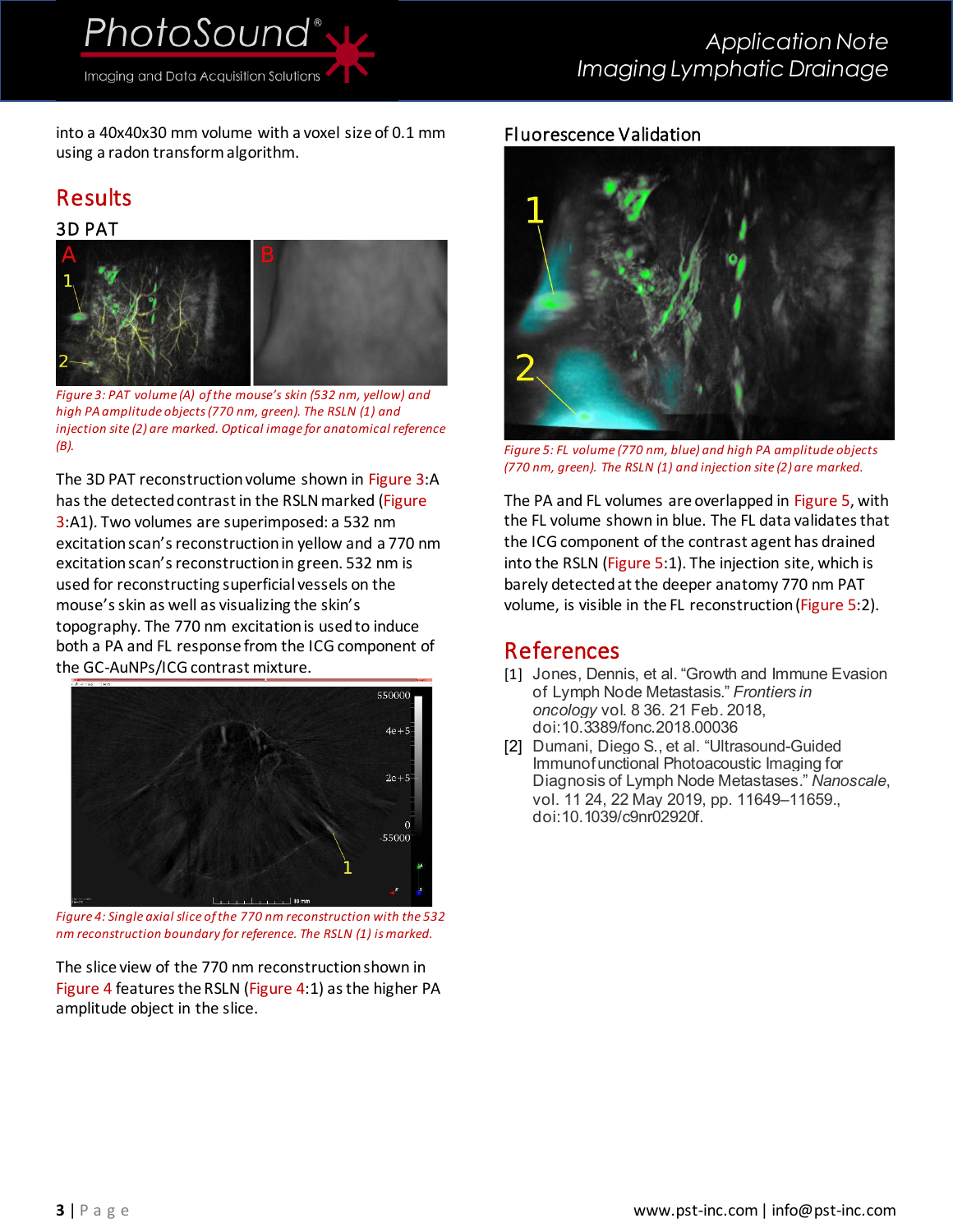into a 40x40x30 mm volume with a voxel size of 0.1 mm using a radon transform algorithm.

## Results

### 3D PAT

A

1

2

B

*Figure 3: PAT volume (A) of the mouse's skin (532 nm, yellow) and high PA amplitude objects (770 nm, green). The RSLN (1) and injection site (2) are marked. Optical image for anatomical reference (B).*

The 3D PAT reconstruction volume shown in Figure 3:A has the detected contrast in the RSLN marked (Figure 3:A1). Two volumes are superimposed: a 532 nm excitation scan's reconstruction in yellow and a 770 nm excitation scan's reconstruction in green. 532 nm is used for reconstructing superficial vessels on the mouse's skin as well as visualizing the skin's topography. The 770 nm excitation is used to induce both a PA and FL response from the ICG component of the GC-AuNPs/ICG contrast mixture.

550000

4e+5

2e+5

0

-55000

1

10 mm

*Figure 4: Single axial slice of the 770 nm reconstruction with the 532 nm reconstruction boundary for reference. The RSLN (1) is marked.*

The slice view of the 770 nm reconstruction shown in Figure 4 features the RSLN (Figure 4:1) as the higher PA amplitude object in the slice.

### Fluorescence Validation

1

2

*Figure 5: FL volume (770 nm, blue) and high PA amplitude objects (770 nm, green). The RSLN (1) and injection site (2) are marked.*

The PA and FL volumes are overlapped in Figure 5, with the FL volume shown in blue. The FL data validates that the ICG component of the contrast agent has drained into the RSLN (Figure 5:1). The injection site, which is barely detected at the deeper anatomy 770 nm PAT volume, is visible in the FL reconstruction (Figure 5:2).

## References

[1] Jones, Dennis, et al. "Growth and Immune Evasion of Lymph Node Metastasis." *Frontiers in oncology* vol. 8 36. 21 Feb. 2018, doi:10.3389/fonc.2018.00036

[2] Dumani, Diego S., et al. "Ultrasound-Guided Immunofunctional Photoacoustic Imaging for Diagnosis of Lymph Node Metastases." *Nanoscale*, vol. 11 24, 22 May 2019, pp. 11649–11659., doi:10.1039/c9nr02920f.